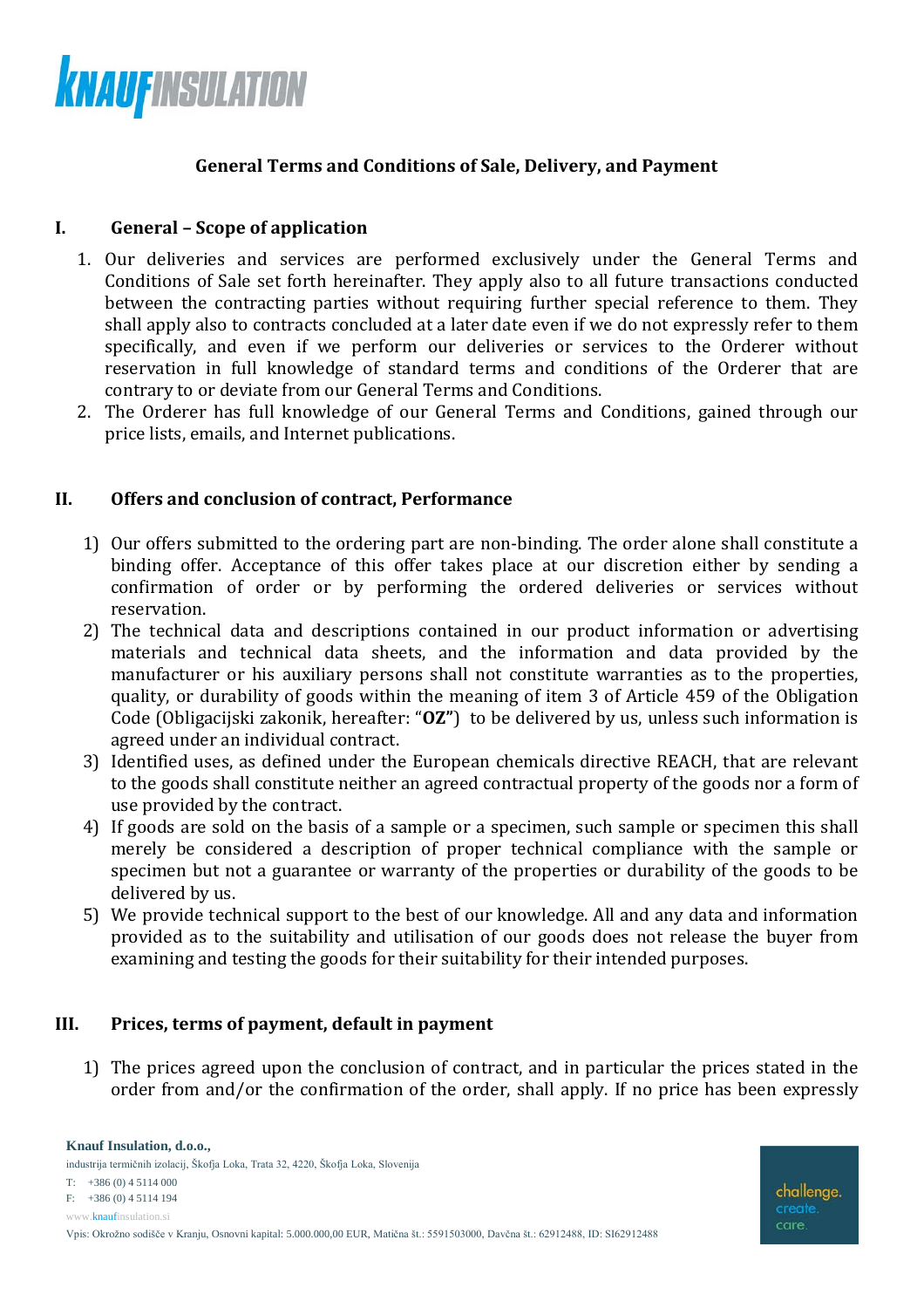## General Terms and Conditions of Sale, Delivery, and Payment

### I. General – Scope of application

1. Our deliveries and services are performed exclusively under the General Terms and Conditions of Sale set forth hereinafter. They apply also to all future transactions conducted between the contracting parties without requiring further special reference to them. They shall apply also to contracts concluded at a later date even if we do not expressly refer to them specifically, and even if we perform our deliveries or services to the Orderer without reservation in full knowledge of standard terms and conditions of the Orderer that are contrary to or deviate from our General Terms and Conditions.
2. The Orderer has full knowledge of our General Terms and Conditions, gained through our price lists, emails, and Internet publications.

### II. Offers and conclusion of contract, Performance

1) Our offers submitted to the ordering part are non-binding. The order alone shall constitute a binding offer. Acceptance of this offer takes place at our discretion either by sending a confirmation of order or by performing the ordered deliveries or services without reservation.
2) The technical data and descriptions contained in our product information or advertising materials and technical data sheets, and the information and data provided by the manufacturer or his auxiliary persons shall not constitute warranties as to the properties, quality, or durability of goods within the meaning of item 3 of Article 459 of the Obligation Code (Obligacijski zakonik, hereafter: "**OZ**") to be delivered by us, unless such information is agreed under an individual contract.
3) Identified uses, as defined under the European chemicals directive REACH, that are relevant to the goods shall constitute neither an agreed contractual property of the goods nor a form of use provided by the contract.
4) If goods are sold on the basis of a sample or a specimen, such sample or specimen this shall merely be considered a description of proper technical compliance with the sample or specimen but not a guarantee or warranty of the properties or durability of the goods to be delivered by us.
5) We provide technical support to the best of our knowledge. All and any data and information provided as to the suitability and utilisation of our goods does not release the buyer from examining and testing the goods for their suitability for their intended purposes.

### III. Prices, terms of payment, default in payment

1) The prices agreed upon the conclusion of contract, and in particular the prices stated in the order from and/or the confirmation of the order, shall apply. If no price has been expressly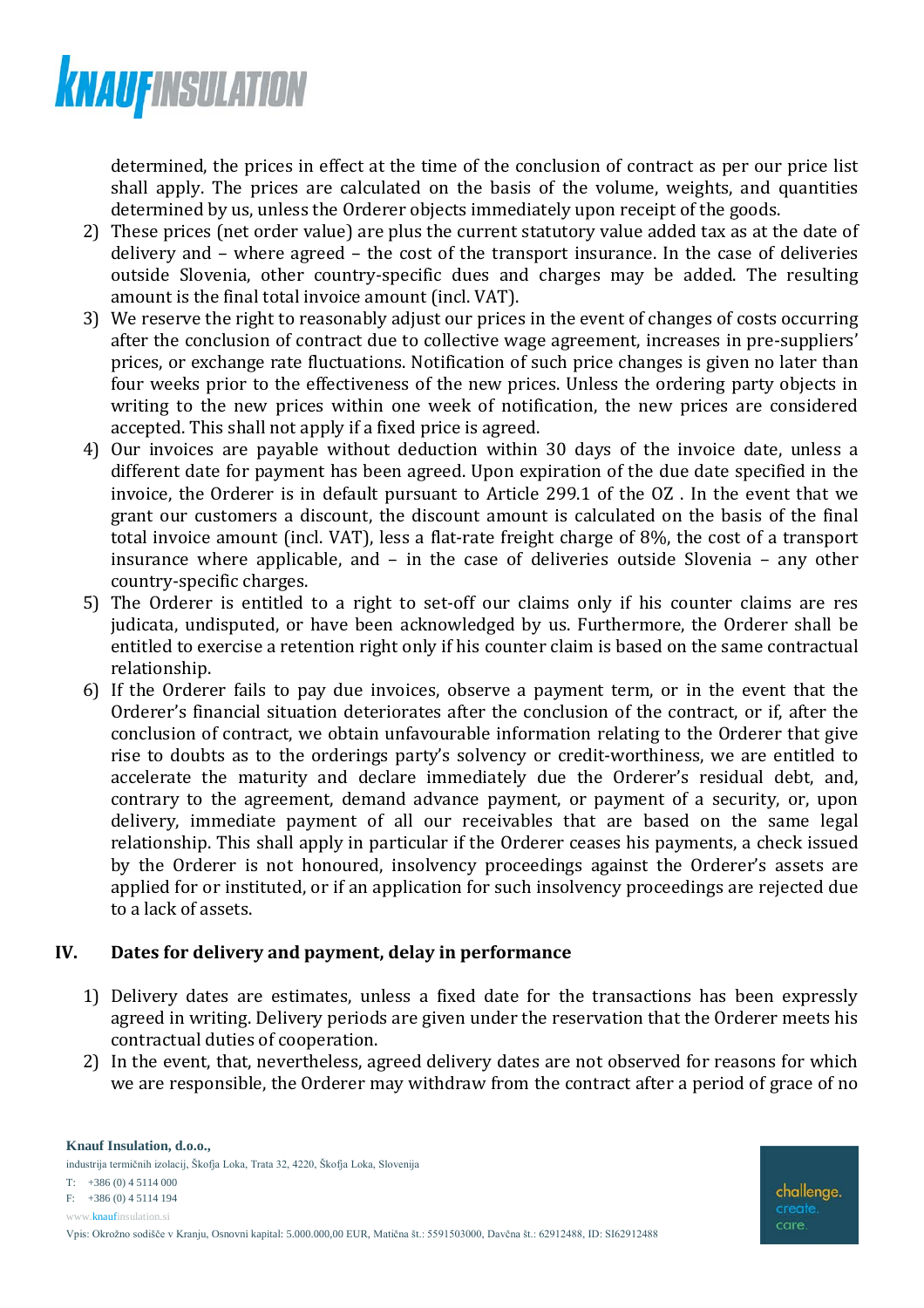determined, the prices in effect at the time of the conclusion of contract as per our price list shall apply. The prices are calculated on the basis of the volume, weights, and quantities determined by us, unless the Orderer objects immediately upon receipt of the goods.

2) These prices (net order value) are plus the current statutory value added tax as at the date of delivery and – where agreed – the cost of the transport insurance. In the case of deliveries outside Slovenia, other country-specific dues and charges may be added. The resulting amount is the final total invoice amount (incl. VAT).
3) We reserve the right to reasonably adjust our prices in the event of changes of costs occurring after the conclusion of contract due to collective wage agreement, increases in pre-suppliers' prices, or exchange rate fluctuations. Notification of such price changes is given no later than four weeks prior to the effectiveness of the new prices. Unless the ordering party objects in writing to the new prices within one week of notification, the new prices are considered accepted. This shall not apply if a fixed price is agreed.
4) Our invoices are payable without deduction within 30 days of the invoice date, unless a different date for payment has been agreed. Upon expiration of the due date specified in the invoice, the Orderer is in default pursuant to Article 299.1 of the OZ . In the event that we grant our customers a discount, the discount amount is calculated on the basis of the final total invoice amount (incl. VAT), less a flat-rate freight charge of 8%, the cost of a transport insurance where applicable, and – in the case of deliveries outside Slovenia – any other country-specific charges.
5) The Orderer is entitled to a right to set-off our claims only if his counter claims are res judicata, undisputed, or have been acknowledged by us. Furthermore, the Orderer shall be entitled to exercise a retention right only if his counter claim is based on the same contractual relationship.
6) If the Orderer fails to pay due invoices, observe a payment term, or in the event that the Orderer's financial situation deteriorates after the conclusion of the contract, or if, after the conclusion of contract, we obtain unfavourable information relating to the Orderer that give rise to doubts as to the orderings party's solvency or credit-worthiness, we are entitled to accelerate the maturity and declare immediately due the Orderer's residual debt, and, contrary to the agreement, demand advance payment, or payment of a security, or, upon delivery, immediate payment of all our receivables that are based on the same legal relationship. This shall apply in particular if the Orderer ceases his payments, a check issued by the Orderer is not honoured, insolvency proceedings against the Orderer's assets are applied for or instituted, or if an application for such insolvency proceedings are rejected due to a lack of assets.

## IV. Dates for delivery and payment, delay in performance

1) Delivery dates are estimates, unless a fixed date for the transactions has been expressly agreed in writing. Delivery periods are given under the reservation that the Orderer meets his contractual duties of cooperation.
2) In the event, that, nevertheless, agreed delivery dates are not observed for reasons for which we are responsible, the Orderer may withdraw from the contract after a period of grace of no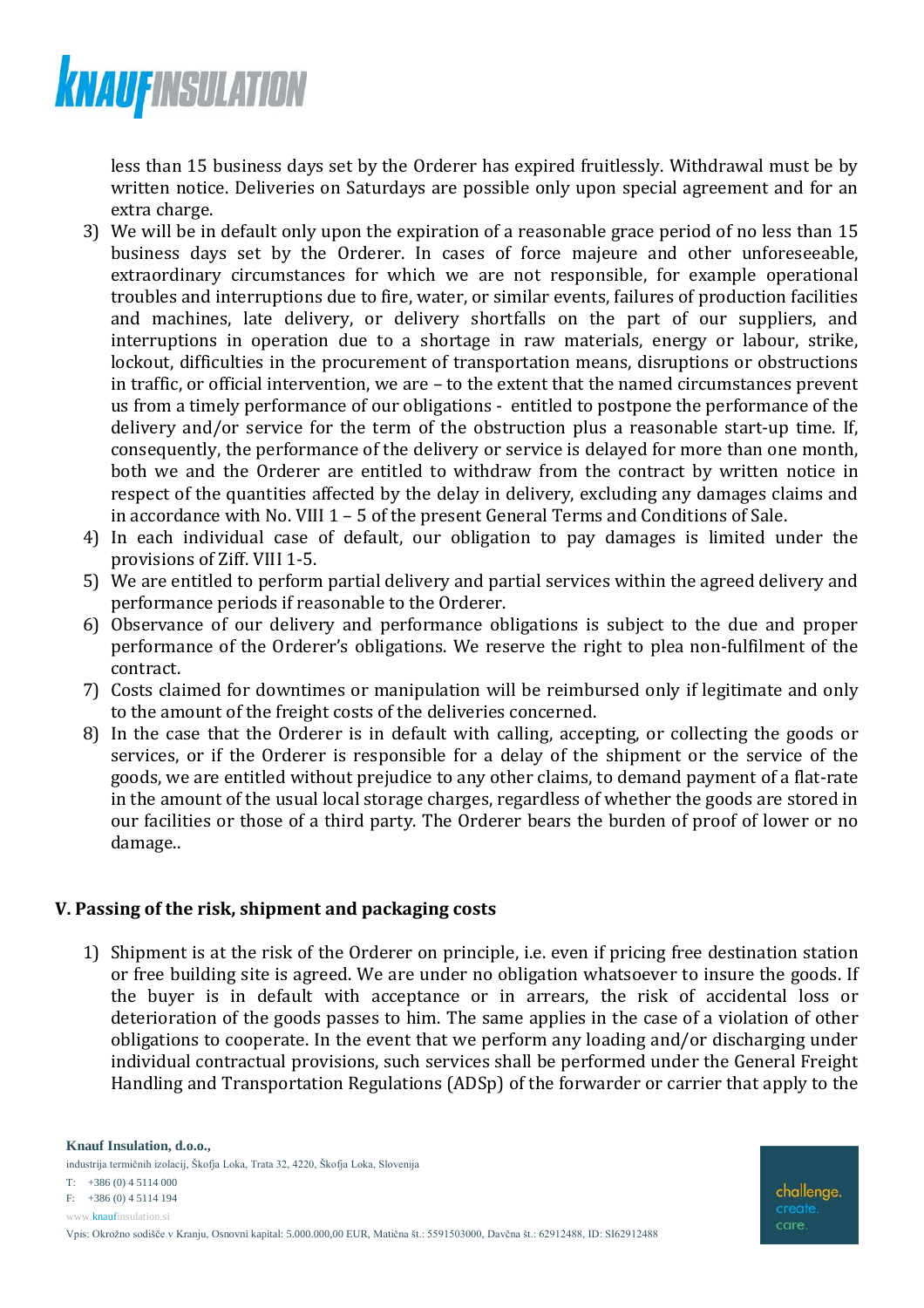less than 15 business days set by the Orderer has expired fruitlessly. Withdrawal must be by written notice. Deliveries on Saturdays are possible only upon special agreement and for an extra charge.

3) We will be in default only upon the expiration of a reasonable grace period of no less than 15 business days set by the Orderer. In cases of force majeure and other unforeseeable, extraordinary circumstances for which we are not responsible, for example operational troubles and interruptions due to fire, water, or similar events, failures of production facilities and machines, late delivery, or delivery shortfalls on the part of our suppliers, and interruptions in operation due to a shortage in raw materials, energy or labour, strike, lockout, difficulties in the procurement of transportation means, disruptions or obstructions in traffic, or official intervention, we are – to the extent that the named circumstances prevent us from a timely performance of our obligations - entitled to postpone the performance of the delivery and/or service for the term of the obstruction plus a reasonable start-up time. If, consequently, the performance of the delivery or service is delayed for more than one month, both we and the Orderer are entitled to withdraw from the contract by written notice in respect of the quantities affected by the delay in delivery, excluding any damages claims and in accordance with No. VIII 1 – 5 of the present General Terms and Conditions of Sale.
4) In each individual case of default, our obligation to pay damages is limited under the provisions of Ziff. VIII 1-5.
5) We are entitled to perform partial delivery and partial services within the agreed delivery and performance periods if reasonable to the Orderer.
6) Observance of our delivery and performance obligations is subject to the due and proper performance of the Orderer's obligations. We reserve the right to plea non-fulfilment of the contract.
7) Costs claimed for downtimes or manipulation will be reimbursed only if legitimate and only to the amount of the freight costs of the deliveries concerned.
8) In the case that the Orderer is in default with calling, accepting, or collecting the goods or services, or if the Orderer is responsible for a delay of the shipment or the service of the goods, we are entitled without prejudice to any other claims, to demand payment of a flat-rate in the amount of the usual local storage charges, regardless of whether the goods are stored in our facilities or those of a third party. The Orderer bears the burden of proof of lower or no damage..

## V. Passing of the risk, shipment and packaging costs

1) Shipment is at the risk of the Orderer on principle, i.e. even if pricing free destination station or free building site is agreed. We are under no obligation whatsoever to insure the goods. If the buyer is in default with acceptance or in arrears, the risk of accidental loss or deterioration of the goods passes to him. The same applies in the case of a violation of other obligations to cooperate. In the event that we perform any loading and/or discharging under individual contractual provisions, such services shall be performed under the General Freight Handling and Transportation Regulations (ADSp) of the forwarder or carrier that apply to the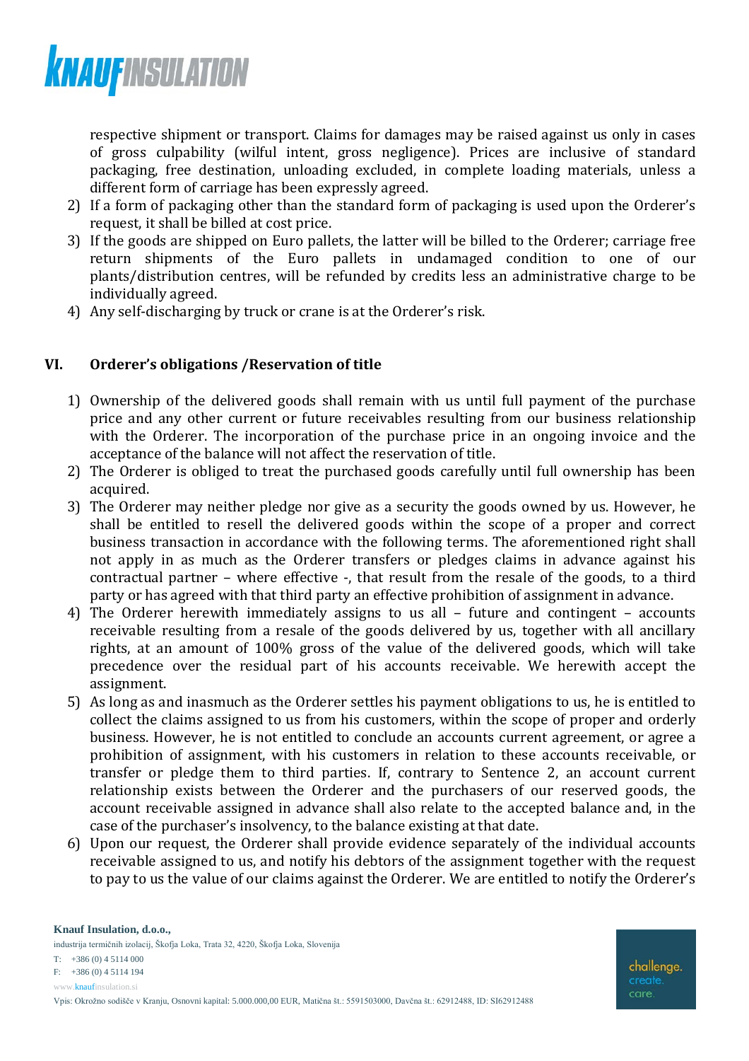respective shipment or transport. Claims for damages may be raised against us only in cases of gross culpability (wilful intent, gross negligence). Prices are inclusive of standard packaging, free destination, unloading excluded, in complete loading materials, unless a different form of carriage has been expressly agreed.

2) If a form of packaging other than the standard form of packaging is used upon the Orderer's request, it shall be billed at cost price.
3) If the goods are shipped on Euro pallets, the latter will be billed to the Orderer; carriage free return shipments of the Euro pallets in undamaged condition to one of our plants/distribution centres, will be refunded by credits less an administrative charge to be individually agreed.
4) Any self-discharging by truck or crane is at the Orderer's risk.

## VI. Orderer's obligations /Reservation of title

1) Ownership of the delivered goods shall remain with us until full payment of the purchase price and any other current or future receivables resulting from our business relationship with the Orderer. The incorporation of the purchase price in an ongoing invoice and the acceptance of the balance will not affect the reservation of title.
2) The Orderer is obliged to treat the purchased goods carefully until full ownership has been acquired.
3) The Orderer may neither pledge nor give as a security the goods owned by us. However, he shall be entitled to resell the delivered goods within the scope of a proper and correct business transaction in accordance with the following terms. The aforementioned right shall not apply in as much as the Orderer transfers or pledges claims in advance against his contractual partner – where effective -, that result from the resale of the goods, to a third party or has agreed with that third party an effective prohibition of assignment in advance.
4) The Orderer herewith immediately assigns to us all – future and contingent – accounts receivable resulting from a resale of the goods delivered by us, together with all ancillary rights, at an amount of 100% gross of the value of the delivered goods, which will take precedence over the residual part of his accounts receivable. We herewith accept the assignment.
5) As long as and inasmuch as the Orderer settles his payment obligations to us, he is entitled to collect the claims assigned to us from his customers, within the scope of proper and orderly business. However, he is not entitled to conclude an accounts current agreement, or agree a prohibition of assignment, with his customers in relation to these accounts receivable, or transfer or pledge them to third parties. If, contrary to Sentence 2, an account current relationship exists between the Orderer and the purchasers of our reserved goods, the account receivable assigned in advance shall also relate to the accepted balance and, in the case of the purchaser's insolvency, to the balance existing at that date.
6) Upon our request, the Orderer shall provide evidence separately of the individual accounts receivable assigned to us, and notify his debtors of the assignment together with the request to pay to us the value of our claims against the Orderer. We are entitled to notify the Orderer's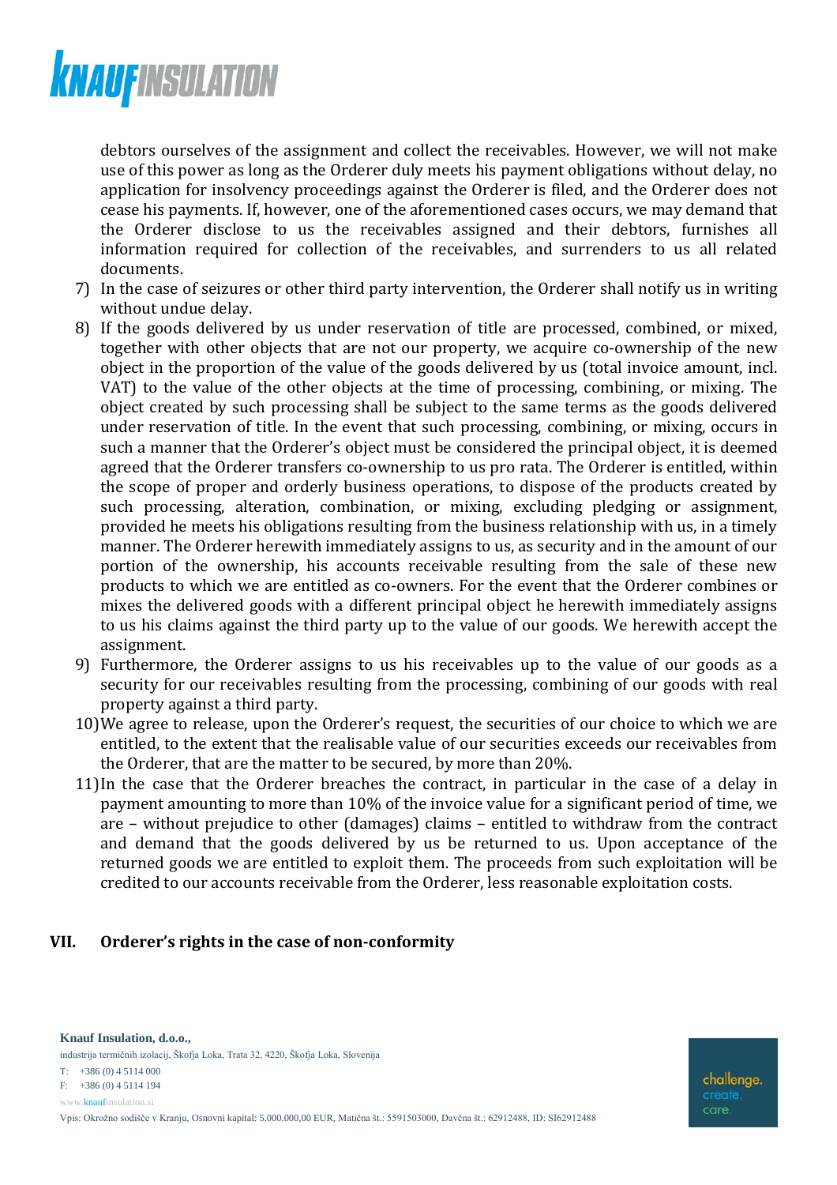debtors ourselves of the assignment and collect the receivables. However, we will not make use of this power as long as the Orderer duly meets his payment obligations without delay, no application for insolvency proceedings against the Orderer is filed, and the Orderer does not cease his payments. If, however, one of the aforementioned cases occurs, we may demand that the Orderer disclose to us the receivables assigned and their debtors, furnishes all information required for collection of the receivables, and surrenders to us all related documents.

7) In the case of seizures or other third party intervention, the Orderer shall notify us in writing without undue delay.
8) If the goods delivered by us under reservation of title are processed, combined, or mixed, together with other objects that are not our property, we acquire co-ownership of the new object in the proportion of the value of the goods delivered by us (total invoice amount, incl. VAT) to the value of the other objects at the time of processing, combining, or mixing. The object created by such processing shall be subject to the same terms as the goods delivered under reservation of title. In the event that such processing, combining, or mixing, occurs in such a manner that the Orderer's object must be considered the principal object, it is deemed agreed that the Orderer transfers co-ownership to us pro rata. The Orderer is entitled, within the scope of proper and orderly business operations, to dispose of the products created by such processing, alteration, combination, or mixing, excluding pledging or assignment, provided he meets his obligations resulting from the business relationship with us, in a timely manner. The Orderer herewith immediately assigns to us, as security and in the amount of our portion of the ownership, his accounts receivable resulting from the sale of these new products to which we are entitled as co-owners. For the event that the Orderer combines or mixes the delivered goods with a different principal object he herewith immediately assigns to us his claims against the third party up to the value of our goods. We herewith accept the assignment.
9) Furthermore, the Orderer assigns to us his receivables up to the value of our goods as a security for our receivables resulting from the processing, combining of our goods with real property against a third party.
10) We agree to release, upon the Orderer's request, the securities of our choice to which we are entitled, to the extent that the realisable value of our securities exceeds our receivables from the Orderer, that are the matter to be secured, by more than 20%.
11) In the case that the Orderer breaches the contract, in particular in the case of a delay in payment amounting to more than 10% of the invoice value for a significant period of time, we are – without prejudice to other (damages) claims – entitled to withdraw from the contract and demand that the goods delivered by us be returned to us. Upon acceptance of the returned goods we are entitled to exploit them. The proceeds from such exploitation will be credited to our accounts receivable from the Orderer, less reasonable exploitation costs.

## VII. Orderer's rights in the case of non-conformity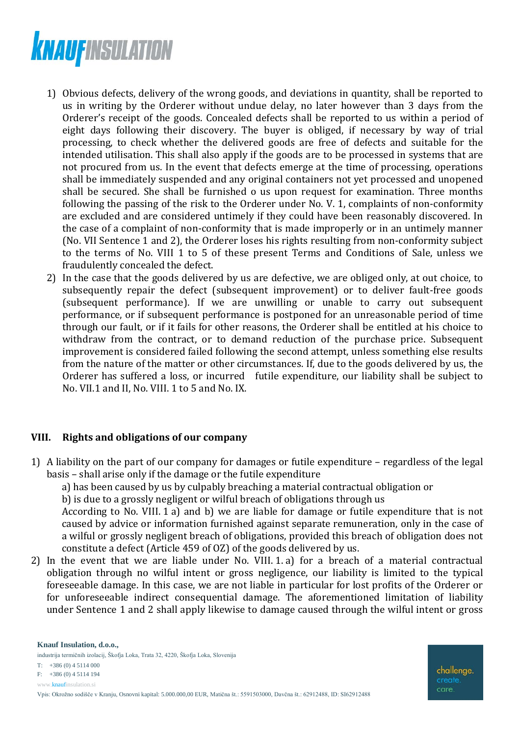1) Obvious defects, delivery of the wrong goods, and deviations in quantity, shall be reported to us in writing by the Orderer without undue delay, no later however than 3 days from the Orderer's receipt of the goods. Concealed defects shall be reported to us within a period of eight days following their discovery. The buyer is obliged, if necessary by way of trial processing, to check whether the delivered goods are free of defects and suitable for the intended utilisation. This shall also apply if the goods are to be processed in systems that are not procured from us. In the event that defects emerge at the time of processing, operations shall be immediately suspended and any original containers not yet processed and unopened shall be secured. She shall be furnished o us upon request for examination. Three months following the passing of the risk to the Orderer under No. V. 1, complaints of non-conformity are excluded and are considered untimely if they could have been reasonably discovered. In the case of a complaint of non-conformity that is made improperly or in an untimely manner (No. VII Sentence 1 and 2), the Orderer loses his rights resulting from non-conformity subject to the terms of No. VIII 1 to 5 of these present Terms and Conditions of Sale, unless we fraudulently concealed the defect.
2) In the case that the goods delivered by us are defective, we are obliged only, at out choice, to subsequently repair the defect (subsequent improvement) or to deliver fault-free goods (subsequent performance). If we are unwilling or unable to carry out subsequent performance, or if subsequent performance is postponed for an unreasonable period of time through our fault, or if it fails for other reasons, the Orderer shall be entitled at his choice to withdraw from the contract, or to demand reduction of the purchase price. Subsequent improvement is considered failed following the second attempt, unless something else results from the nature of the matter or other circumstances. If, due to the goods delivered by us, the Orderer has suffered a loss, or incurred futile expenditure, our liability shall be subject to No. VII.1 and II, No. VIII. 1 to 5 and No. IX.

## VIII. Rights and obligations of our company

1) A liability on the part of our company for damages or futile expenditure – regardless of the legal basis – shall arise only if the damage or the futile expenditure
   a) has been caused by us by culpably breaching a material contractual obligation or
   b) is due to a grossly negligent or wilful breach of obligations through us
   
   According to No. VIII. 1 a) and b) we are liable for damage or futile expenditure that is not caused by advice or information furnished against separate remuneration, only in the case of a wilful or grossly negligent breach of obligations, provided this breach of obligation does not constitute a defect (Article 459 of OZ) of the goods delivered by us.
2) In the event that we are liable under No. VIII. 1. a) for a breach of a material contractual obligation through no wilful intent or gross negligence, our liability is limited to the typical foreseeable damage. In this case, we are not liable in particular for lost profits of the Orderer or for unforeseeable indirect consequential damage. The aforementioned limitation of liability under Sentence 1 and 2 shall apply likewise to damage caused through the wilful intent or gross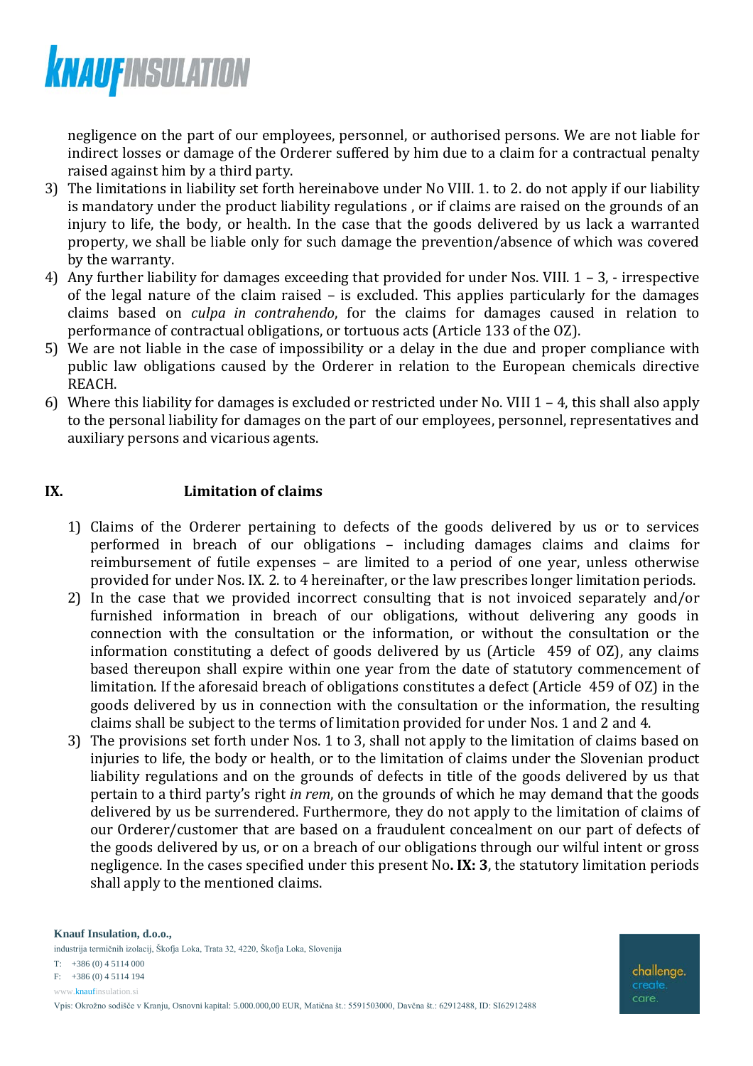negligence on the part of our employees, personnel, or authorised persons. We are not liable for indirect losses or damage of the Orderer suffered by him due to a claim for a contractual penalty raised against him by a third party.

3) The limitations in liability set forth hereinabove under No VIII. 1. to 2. do not apply if our liability is mandatory under the product liability regulations , or if claims are raised on the grounds of an injury to life, the body, or health. In the case that the goods delivered by us lack a warranted property, we shall be liable only for such damage the prevention/absence of which was covered by the warranty.
4) Any further liability for damages exceeding that provided for under Nos. VIII. 1 – 3, - irrespective of the legal nature of the claim raised – is excluded. This applies particularly for the damages claims based on *culpa in contrahendo*, for the claims for damages caused in relation to performance of contractual obligations, or tortuous acts (Article 133 of the OZ).
5) We are not liable in the case of impossibility or a delay in the due and proper compliance with public law obligations caused by the Orderer in relation to the European chemicals directive REACH.
6) Where this liability for damages is excluded or restricted under No. VIII 1 – 4, this shall also apply to the personal liability for damages on the part of our employees, personnel, representatives and auxiliary persons and vicarious agents.

## IX. Limitation of claims

1) Claims of the Orderer pertaining to defects of the goods delivered by us or to services performed in breach of our obligations – including damages claims and claims for reimbursement of futile expenses – are limited to a period of one year, unless otherwise provided for under Nos. IX. 2. to 4 hereinafter, or the law prescribes longer limitation periods.
2) In the case that we provided incorrect consulting that is not invoiced separately and/or furnished information in breach of our obligations, without delivering any goods in connection with the consultation or the information, or without the consultation or the information constituting a defect of goods delivered by us (Article 459 of OZ), any claims based thereupon shall expire within one year from the date of statutory commencement of limitation. If the aforesaid breach of obligations constitutes a defect (Article 459 of OZ) in the goods delivered by us in connection with the consultation or the information, the resulting claims shall be subject to the terms of limitation provided for under Nos. 1 and 2 and 4.
3) The provisions set forth under Nos. 1 to 3, shall not apply to the limitation of claims based on injuries to life, the body or health, or to the limitation of claims under the Slovenian product liability regulations and on the grounds of defects in title of the goods delivered by us that pertain to a third party's right *in rem*, on the grounds of which he may demand that the goods delivered by us be surrendered. Furthermore, they do not apply to the limitation of claims of our Orderer/customer that are based on a fraudulent concealment on our part of defects of the goods delivered by us, or on a breach of our obligations through our wilful intent or gross negligence. In the cases specified under this present No**. IX: 3**, the statutory limitation periods shall apply to the mentioned claims.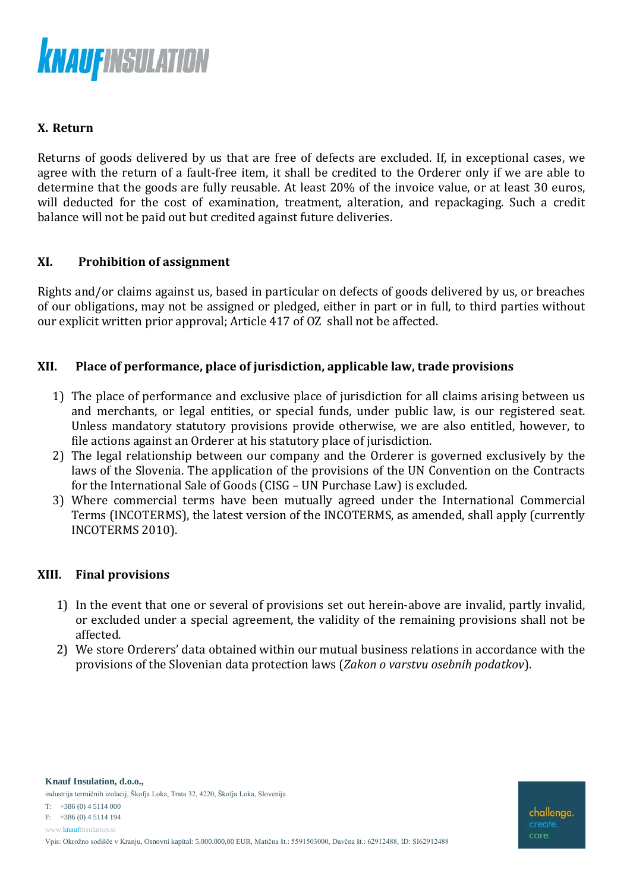## X. Return

Returns of goods delivered by us that are free of defects are excluded. If, in exceptional cases, we agree with the return of a fault-free item, it shall be credited to the Orderer only if we are able to determine that the goods are fully reusable. At least 20% of the invoice value, or at least 30 euros, will deducted for the cost of examination, treatment, alteration, and repackaging. Such a credit balance will not be paid out but credited against future deliveries.

## XI. Prohibition of assignment

Rights and/or claims against us, based in particular on defects of goods delivered by us, or breaches of our obligations, may not be assigned or pledged, either in part or in full, to third parties without our explicit written prior approval; Article 417 of OZ shall not be affected.

## XII. Place of performance, place of jurisdiction, applicable law, trade provisions

1) The place of performance and exclusive place of jurisdiction for all claims arising between us and merchants, or legal entities, or special funds, under public law, is our registered seat. Unless mandatory statutory provisions provide otherwise, we are also entitled, however, to file actions against an Orderer at his statutory place of jurisdiction.
2) The legal relationship between our company and the Orderer is governed exclusively by the laws of the Slovenia. The application of the provisions of the UN Convention on the Contracts for the International Sale of Goods (CISG – UN Purchase Law) is excluded.
3) Where commercial terms have been mutually agreed under the International Commercial Terms (INCOTERMS), the latest version of the INCOTERMS, as amended, shall apply (currently INCOTERMS 2010).

## XIII. Final provisions

1) In the event that one or several of provisions set out herein-above are invalid, partly invalid, or excluded under a special agreement, the validity of the remaining provisions shall not be affected.
2) We store Orderers' data obtained within our mutual business relations in accordance with the provisions of the Slovenian data protection laws (*Zakon o varstvu osebnih podatkov*).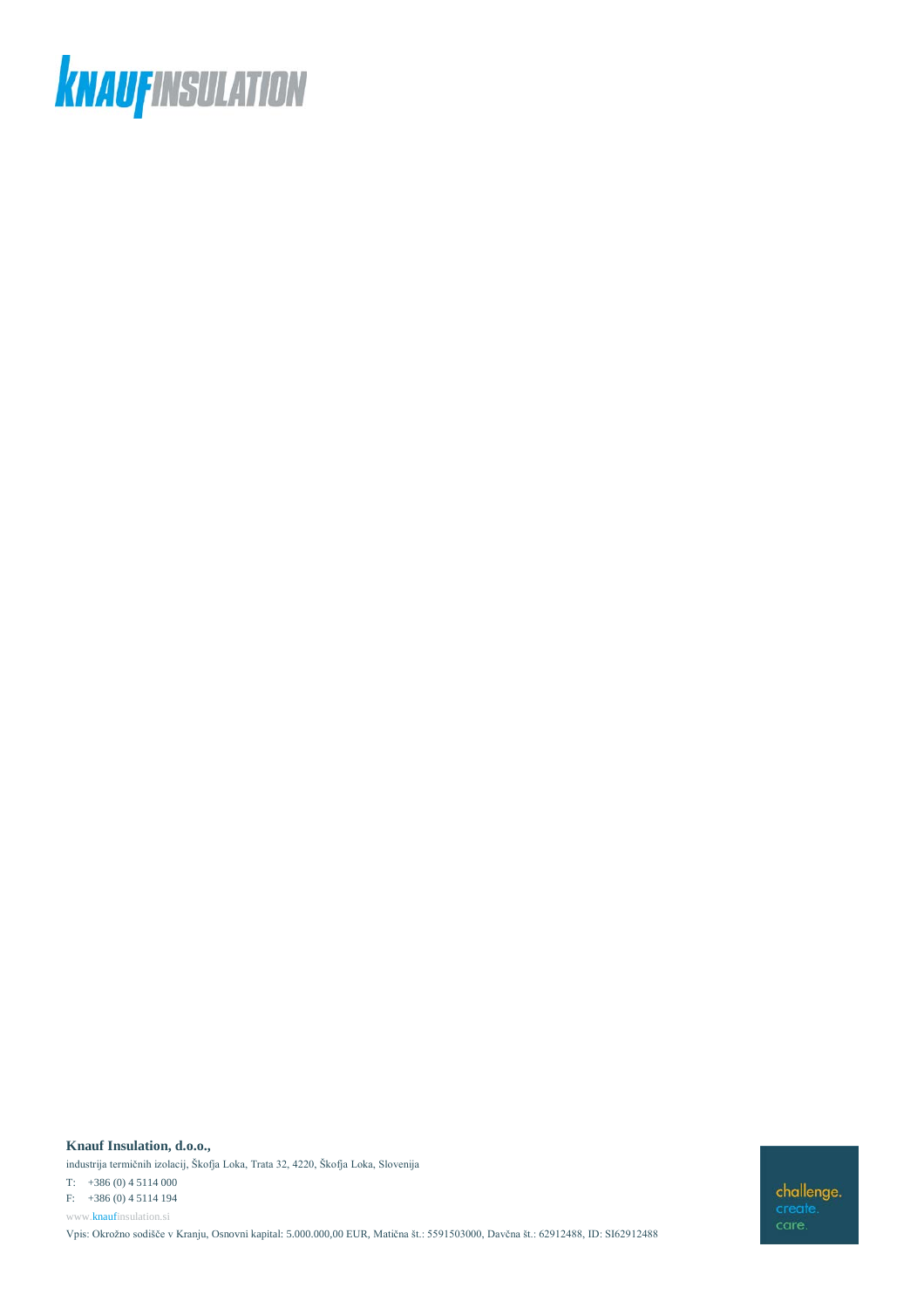**Knauf Insulation, d.o.o.,**

industrija termičnih izolacij, Škofja Loka, Trata 32, 4220, Škofja Loka, Slovenija

T: +386 (0) 4 5114 000

F: +386 (0) 4 5114 194

www.knaufinsulation.si

Vpis: Okrožno sodišče v Kranju, Osnovni kapital: 5.000.000,00 EUR, Matična št.: 5591503000, Davčna št.: 62912488, ID: SI62912488

challenge.
create.
care.